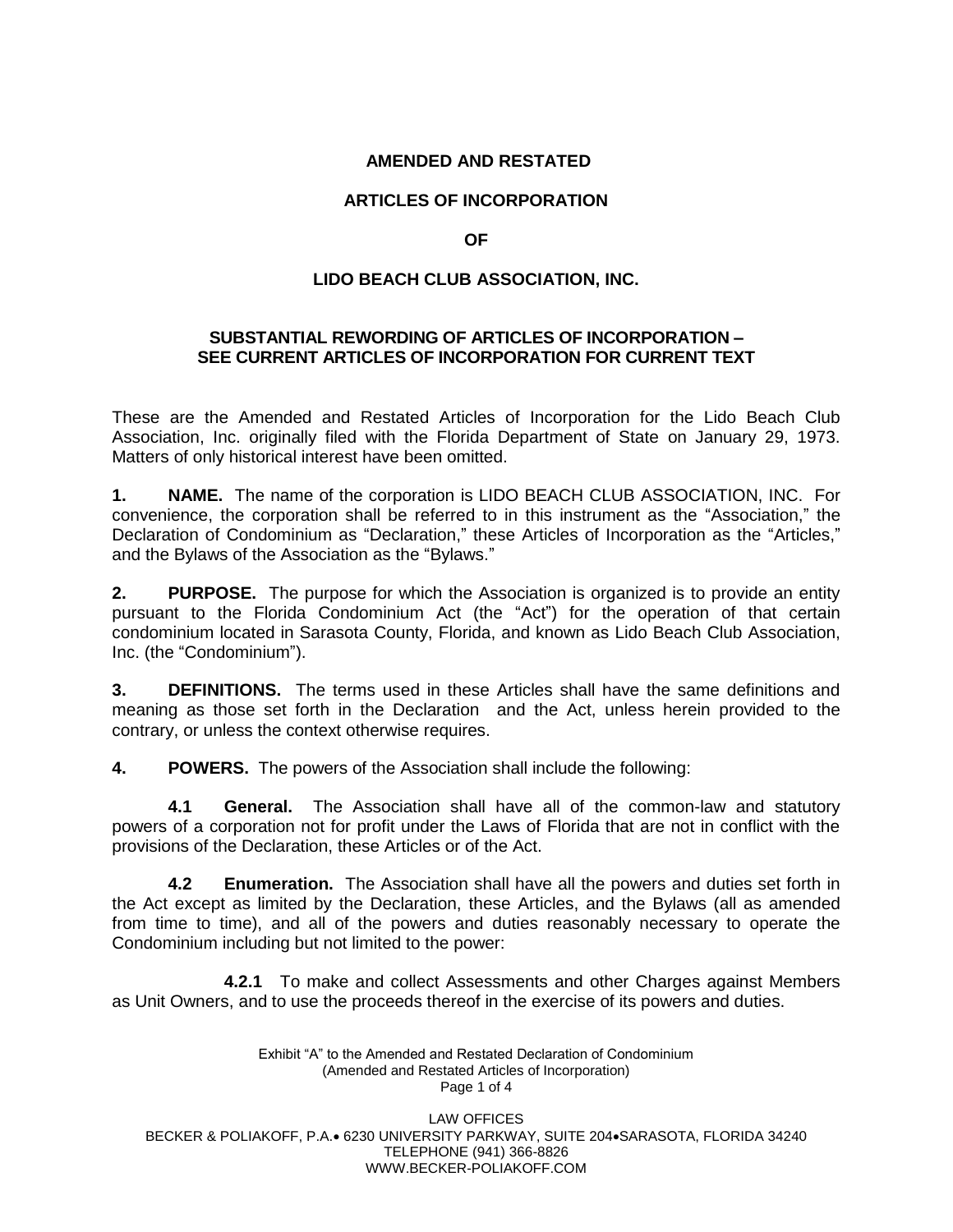# AMENDED AND RESTATED

# ARTICLES OF INCORPORATION

# OF

# LIDO BEACH CLUB ASSOCIATION, INC.

**SUBSTANTIAL REWORDING OF ARTICLES OF INCORPORATION – SEE CURRENT ARTICLES OF INCORPORATION FOR CURRENT TEXT**

These are the Amended and Restated Articles of Incorporation for the Lido Beach Club Association, Inc. originally filed with the Florida Department of State on January 29, 1973. Matters of only historical interest have been omitted.

**1. NAME.** The name of the corporation is LIDO BEACH CLUB ASSOCIATION, INC. For convenience, the corporation shall be referred to in this instrument as the "Association," the Declaration of Condominium as "Declaration," these Articles of Incorporation as the "Articles," and the Bylaws of the Association as the "Bylaws."

**2. PURPOSE.** The purpose for which the Association is organized is to provide an entity pursuant to the Florida Condominium Act (the "Act") for the operation of that certain condominium located in Sarasota County, Florida, and known as Lido Beach Club Association, Inc. (the "Condominium").

**3. DEFINITIONS.** The terms used in these Articles shall have the same definitions and meaning as those set forth in the Declaration and the Act, unless herein provided to the contrary, or unless the context otherwise requires.

**4. POWERS.** The powers of the Association shall include the following:

**4.1 General.** The Association shall have all of the common-law and statutory powers of a corporation not for profit under the Laws of Florida that are not in conflict with the provisions of the Declaration, these Articles or of the Act.

**4.2 Enumeration.** The Association shall have all the powers and duties set forth in the Act except as limited by the Declaration, these Articles, and the Bylaws (all as amended from time to time), and all of the powers and duties reasonably necessary to operate the Condominium including but not limited to the power:

**4.2.1** To make and collect Assessments and other Charges against Members as Unit Owners, and to use the proceeds thereof in the exercise of its powers and duties.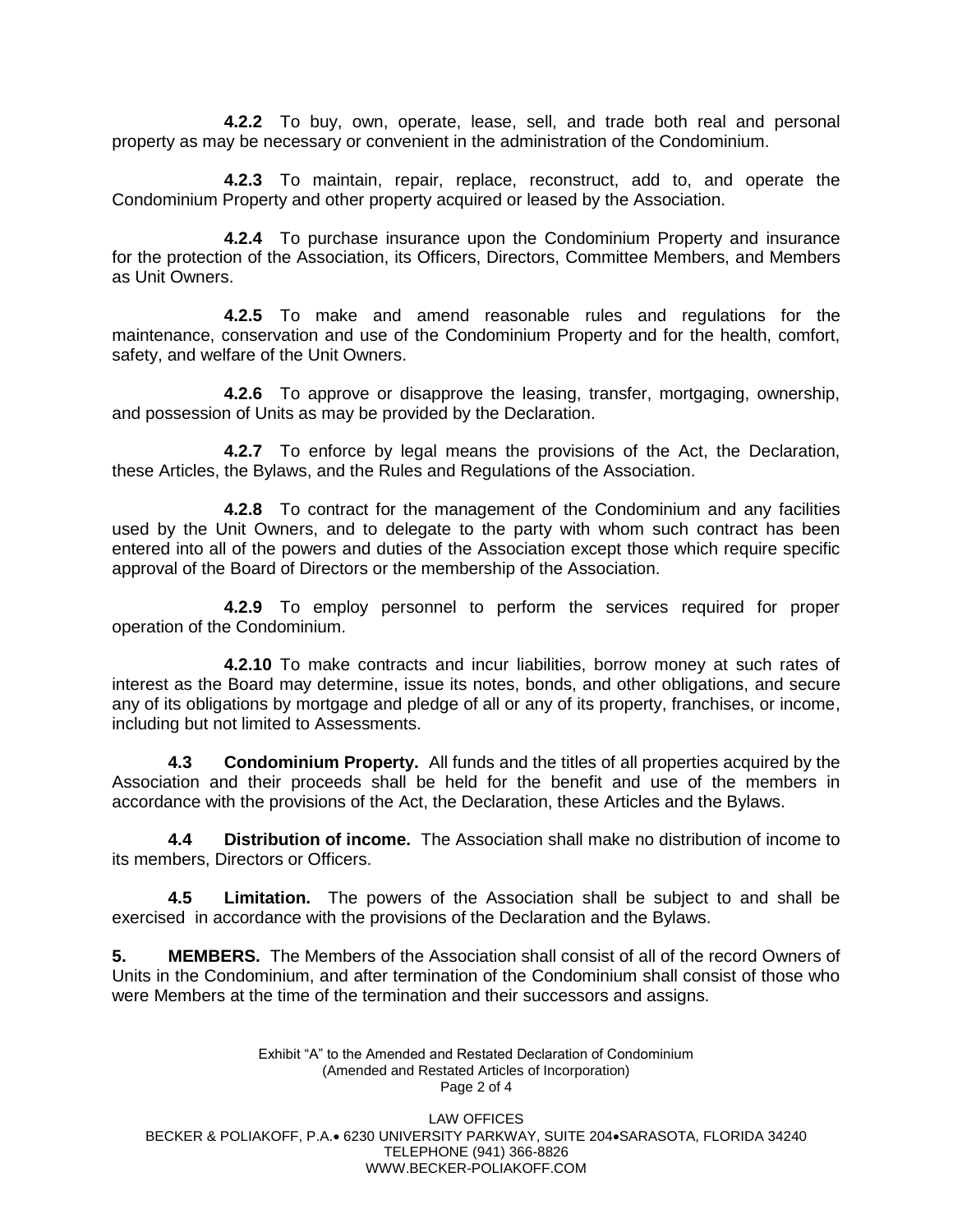**4.2.2** To buy, own, operate, lease, sell, and trade both real and personal property as may be necessary or convenient in the administration of the Condominium.

**4.2.3** To maintain, repair, replace, reconstruct, add to, and operate the Condominium Property and other property acquired or leased by the Association.

**4.2.4** To purchase insurance upon the Condominium Property and insurance for the protection of the Association, its Officers, Directors, Committee Members, and Members as Unit Owners.

**4.2.5** To make and amend reasonable rules and regulations for the maintenance, conservation and use of the Condominium Property and for the health, comfort, safety, and welfare of the Unit Owners.

**4.2.6** To approve or disapprove the leasing, transfer, mortgaging, ownership, and possession of Units as may be provided by the Declaration.

**4.2.7** To enforce by legal means the provisions of the Act, the Declaration, these Articles, the Bylaws, and the Rules and Regulations of the Association.

**4.2.8** To contract for the management of the Condominium and any facilities used by the Unit Owners, and to delegate to the party with whom such contract has been entered into all of the powers and duties of the Association except those which require specific approval of the Board of Directors or the membership of the Association.

**4.2.9** To employ personnel to perform the services required for proper operation of the Condominium.

**4.2.10** To make contracts and incur liabilities, borrow money at such rates of interest as the Board may determine, issue its notes, bonds, and other obligations, and secure any of its obligations by mortgage and pledge of all or any of its property, franchises, or income, including but not limited to Assessments.

**4.3 Condominium Property.** All funds and the titles of all properties acquired by the Association and their proceeds shall be held for the benefit and use of the members in accordance with the provisions of the Act, the Declaration, these Articles and the Bylaws.

**4.4 Distribution of income.** The Association shall make no distribution of income to its members, Directors or Officers.

**4.5 Limitation.** The powers of the Association shall be subject to and shall be exercised in accordance with the provisions of the Declaration and the Bylaws.

**5. MEMBERS.** The Members of the Association shall consist of all of the record Owners of Units in the Condominium, and after termination of the Condominium shall consist of those who were Members at the time of the termination and their successors and assigns.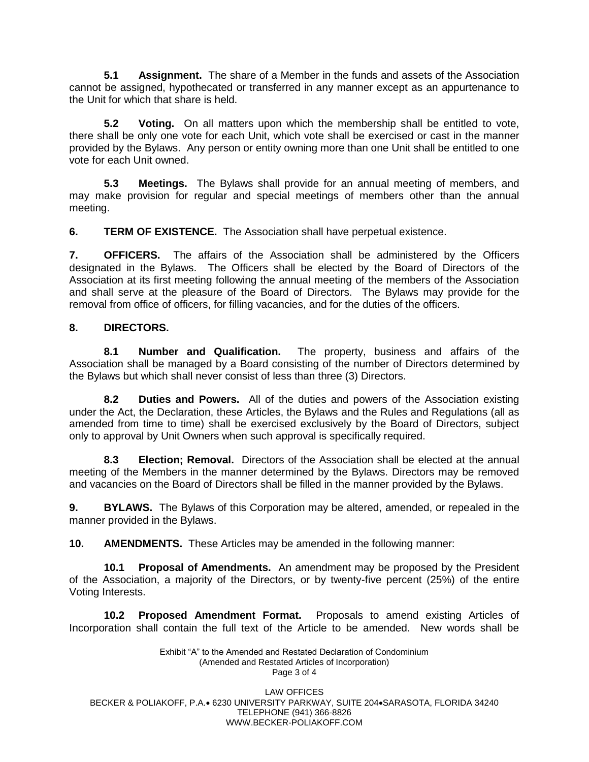**5.1 Assignment.** The share of a Member in the funds and assets of the Association cannot be assigned, hypothecated or transferred in any manner except as an appurtenance to the Unit for which that share is held.

**5.2 Voting.** On all matters upon which the membership shall be entitled to vote, there shall be only one vote for each Unit, which vote shall be exercised or cast in the manner provided by the Bylaws. Any person or entity owning more than one Unit shall be entitled to one vote for each Unit owned.

**5.3 Meetings.** The Bylaws shall provide for an annual meeting of members, and may make provision for regular and special meetings of members other than the annual meeting.

**6. TERM OF EXISTENCE.** The Association shall have perpetual existence.

**7. OFFICERS.** The affairs of the Association shall be administered by the Officers designated in the Bylaws. The Officers shall be elected by the Board of Directors of the Association at its first meeting following the annual meeting of the members of the Association and shall serve at the pleasure of the Board of Directors. The Bylaws may provide for the removal from office of officers, for filling vacancies, and for the duties of the officers.

**8. DIRECTORS.**

**8.1 Number and Qualification.** The property, business and affairs of the Association shall be managed by a Board consisting of the number of Directors determined by the Bylaws but which shall never consist of less than three (3) Directors.

**8.2 Duties and Powers.** All of the duties and powers of the Association existing under the Act, the Declaration, these Articles, the Bylaws and the Rules and Regulations (all as amended from time to time) shall be exercised exclusively by the Board of Directors, subject only to approval by Unit Owners when such approval is specifically required.

**8.3 Election; Removal.** Directors of the Association shall be elected at the annual meeting of the Members in the manner determined by the Bylaws. Directors may be removed and vacancies on the Board of Directors shall be filled in the manner provided by the Bylaws.

**9. BYLAWS.** The Bylaws of this Corporation may be altered, amended, or repealed in the manner provided in the Bylaws.

**10. AMENDMENTS.** These Articles may be amended in the following manner:

**10.1 Proposal of Amendments.** An amendment may be proposed by the President of the Association, a majority of the Directors, or by twenty-five percent (25%) of the entire Voting Interests.

**10.2 Proposed Amendment Format.** Proposals to amend existing Articles of Incorporation shall contain the full text of the Article to be amended. New words shall be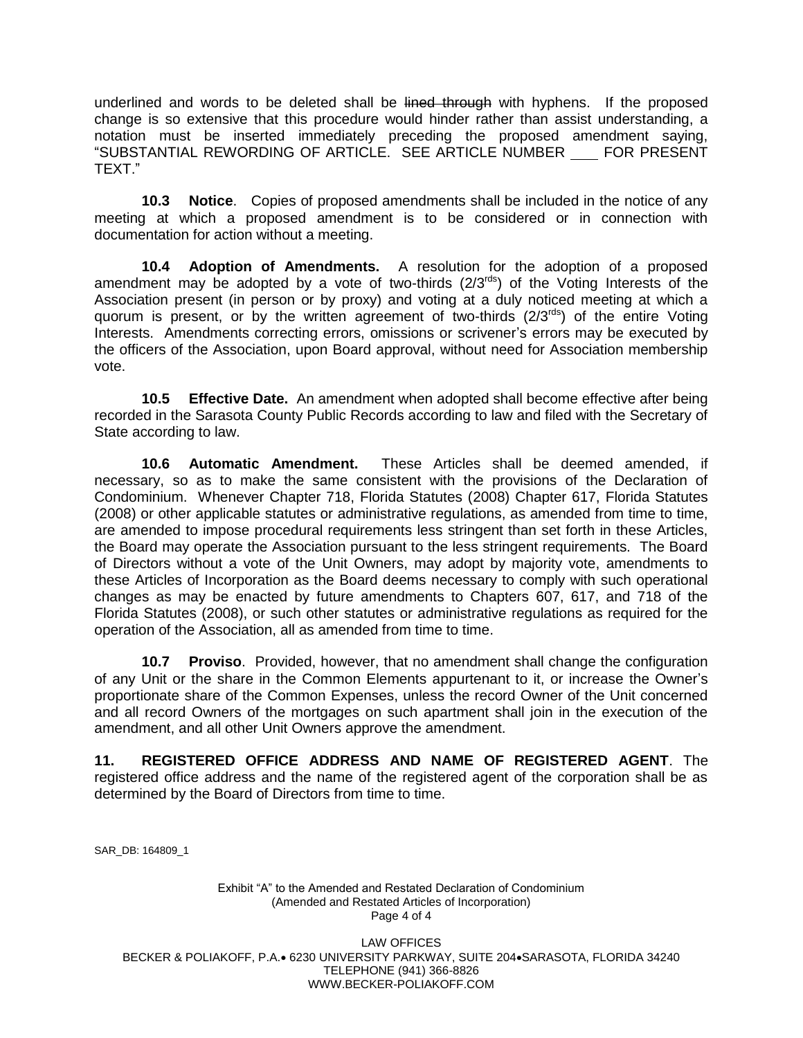underlined and words to be deleted shall be ~~lined through~~ with hyphens. If the proposed change is so extensive that this procedure would hinder rather than assist understanding, a notation must be inserted immediately preceding the proposed amendment saying, "SUBSTANTIAL REWORDING OF ARTICLE. SEE ARTICLE NUMBER \_\_\_ FOR PRESENT TEXT."

**10.3 Notice**. Copies of proposed amendments shall be included in the notice of any meeting at which a proposed amendment is to be considered or in connection with documentation for action without a meeting.

**10.4 Adoption of Amendments.** A resolution for the adoption of a proposed amendment may be adopted by a vote of two-thirds (2/3[rds]) of the Voting Interests of the Association present (in person or by proxy) and voting at a duly noticed meeting at which a quorum is present, or by the written agreement of two-thirds (2/3[rds]) of the entire Voting Interests. Amendments correcting errors, omissions or scrivener's errors may be executed by the officers of the Association, upon Board approval, without need for Association membership vote.

**10.5 Effective Date.** An amendment when adopted shall become effective after being recorded in the Sarasota County Public Records according to law and filed with the Secretary of State according to law.

**10.6 Automatic Amendment.** These Articles shall be deemed amended, if necessary, so as to make the same consistent with the provisions of the Declaration of Condominium. Whenever Chapter 718, Florida Statutes (2008) Chapter 617, Florida Statutes (2008) or other applicable statutes or administrative regulations, as amended from time to time, are amended to impose procedural requirements less stringent than set forth in these Articles, the Board may operate the Association pursuant to the less stringent requirements. The Board of Directors without a vote of the Unit Owners, may adopt by majority vote, amendments to these Articles of Incorporation as the Board deems necessary to comply with such operational changes as may be enacted by future amendments to Chapters 607, 617, and 718 of the Florida Statutes (2008), or such other statutes or administrative regulations as required for the operation of the Association, all as amended from time to time.

**10.7 Proviso**. Provided, however, that no amendment shall change the configuration of any Unit or the share in the Common Elements appurtenant to it, or increase the Owner's proportionate share of the Common Expenses, unless the record Owner of the Unit concerned and all record Owners of the mortgages on such apartment shall join in the execution of the amendment, and all other Unit Owners approve the amendment.

**11. REGISTERED OFFICE ADDRESS AND NAME OF REGISTERED AGENT**. The registered office address and the name of the registered agent of the corporation shall be as determined by the Board of Directors from time to time.

SAR_DB: 164809_1

Exhibit "A" to the Amended and Restated Declaration of Condominium
(Amended and Restated Articles of Incorporation)

LAW OFFICES
BECKER & POLIAKOFF, P.A.• 6230 UNIVERSITY PARKWAY, SUITE 204•SARASOTA, FLORIDA 34240
TELEPHONE (941) 366-8826
WWW.BECKER-POLIAKOFF.COM